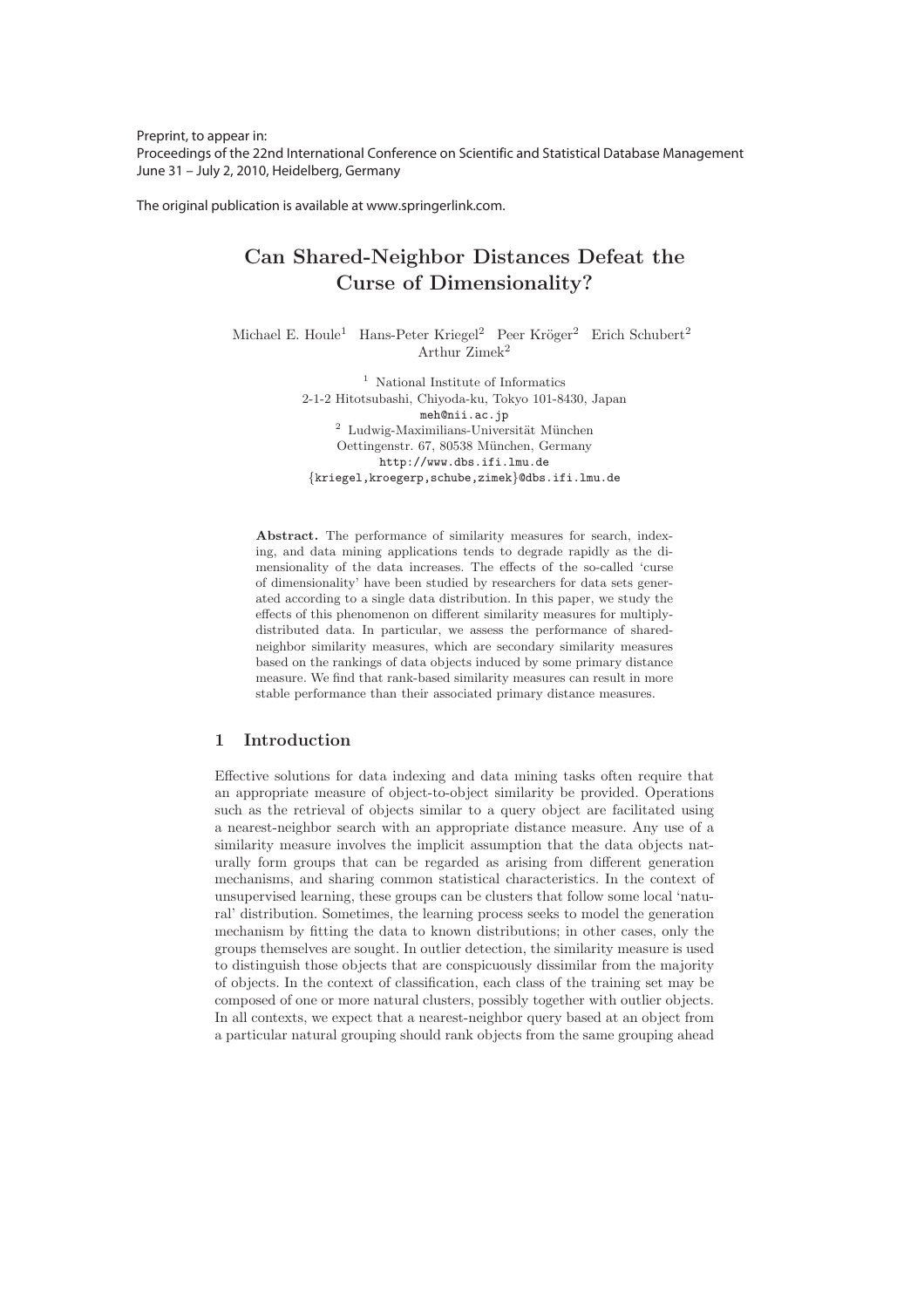Preprint, to appear in:
Proceedings of the 22nd International Conference on Scientific and Statistical Database Management
June 31 – July 2, 2010, Heidelberg, Germany

The original publication is available at www.springerlink.com.

# Can Shared-Neighbor Distances Defeat the Curse of Dimensionality?

Michael E. Houle[1] Hans-Peter Kriegel[2] Peer Kröger[2] Erich Schubert[2] Arthur Zimek[2]

[1] National Institute of Informatics
2-1-2 Hitotsubashi, Chiyoda-ku, Tokyo 101-8430, Japan
meh@nii.ac.jp

[2] Ludwig-Maximilians-Universität München
Oettingenstr. 67, 80538 München, Germany
http://www.dbs.ifi.lmu.de
{kriegel,kroegerp,schube,zimek}@dbs.ifi.lmu.de

**Abstract.** The performance of similarity measures for search, indexing, and data mining applications tends to degrade rapidly as the dimensionality of the data increases. The effects of the so-called 'curse of dimensionality' have been studied by researchers for data sets generated according to a single data distribution. In this paper, we study the effects of this phenomenon on different similarity measures for multiply-distributed data. In particular, we assess the performance of shared-neighbor similarity measures, which are secondary similarity measures based on the rankings of data objects induced by some primary distance measure. We find that rank-based similarity measures can result in more stable performance than their associated primary distance measures.

## 1 Introduction

Effective solutions for data indexing and data mining tasks often require that an appropriate measure of object-to-object similarity be provided. Operations such as the retrieval of objects similar to a query object are facilitated using a nearest-neighbor search with an appropriate distance measure. Any use of a similarity measure involves the implicit assumption that the data objects naturally form groups that can be regarded as arising from different generation mechanisms, and sharing common statistical characteristics. In the context of unsupervised learning, these groups can be clusters that follow some local 'natural' distribution. Sometimes, the learning process seeks to model the generation mechanism by fitting the data to known distributions; in other cases, only the groups themselves are sought. In outlier detection, the similarity measure is used to distinguish those objects that are conspicuously dissimilar from the majority of objects. In the context of classification, each class of the training set may be composed of one or more natural clusters, possibly together with outlier objects. In all contexts, we expect that a nearest-neighbor query based at an object from a particular natural grouping should rank objects from the same grouping ahead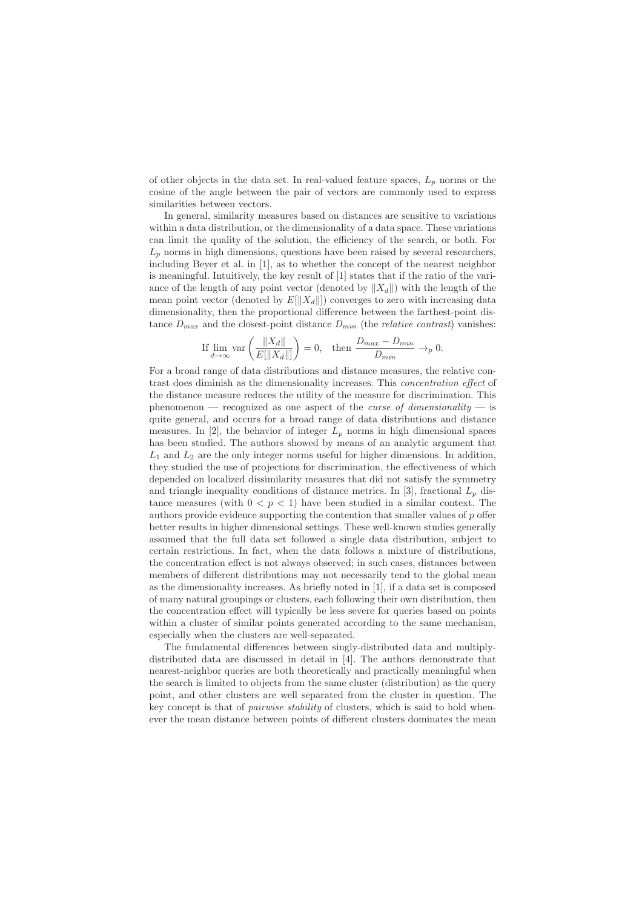of other objects in the data set. In real-valued feature spaces, $L_p$ norms or the cosine of the angle between the pair of vectors are commonly used to express similarities between vectors.

In general, similarity measures based on distances are sensitive to variations within a data distribution, or the dimensionality of a data space. These variations can limit the quality of the solution, the efficiency of the search, or both. For $L_p$ norms in high dimensions, questions have been raised by several researchers, including Beyer et al. in [1], as to whether the concept of the nearest neighbor is meaningful. Intuitively, the key result of [1] states that if the ratio of the variance of the length of any point vector (denoted by $\|X_d\|$) with the length of the mean point vector (denoted by $E[\|X_d\|]$) converges to zero with increasing data dimensionality, then the proportional difference between the farthest-point distance $D_{max}$ and the closest-point distance $D_{min}$ (the *relative contrast*) vanishes:

$$\text{If } \lim_{d\to\infty} \text{var}\left(\frac{\|X_d\|}{E[\|X_d\|]}\right) = 0, \quad \text{then } \frac{D_{max} - D_{min}}{D_{min}} \to_p 0.$$

For a broad range of data distributions and distance measures, the relative contrast does diminish as the dimensionality increases. This *concentration effect* of the distance measure reduces the utility of the measure for discrimination. This phenomenon — recognized as one aspect of the *curse of dimensionality* — is quite general, and occurs for a broad range of data distributions and distance measures. In [2], the behavior of integer $L_p$ norms in high dimensional spaces has been studied. The authors showed by means of an analytic argument that $L_1$ and $L_2$ are the only integer norms useful for higher dimensions. In addition, they studied the use of projections for discrimination, the effectiveness of which depended on localized dissimilarity measures that did not satisfy the symmetry and triangle inequality conditions of distance metrics. In [3], fractional $L_p$ distance measures (with $0 < p < 1$) have been studied in a similar context. The authors provide evidence supporting the contention that smaller values of $p$ offer better results in higher dimensional settings. These well-known studies generally assumed that the full data set followed a single data distribution, subject to certain restrictions. In fact, when the data follows a mixture of distributions, the concentration effect is not always observed; in such cases, distances between members of different distributions may not necessarily tend to the global mean as the dimensionality increases. As briefly noted in [1], if a data set is composed of many natural groupings or clusters, each following their own distribution, then the concentration effect will typically be less severe for queries based on points within a cluster of similar points generated according to the same mechanism, especially when the clusters are well-separated.

The fundamental differences between singly-distributed data and multiply-distributed data are discussed in detail in [4]. The authors demonstrate that nearest-neighbor queries are both theoretically and practically meaningful when the search is limited to objects from the same cluster (distribution) as the query point, and other clusters are well separated from the cluster in question. The key concept is that of *pairwise stability* of clusters, which is said to hold whenever the mean distance between points of different clusters dominates the mean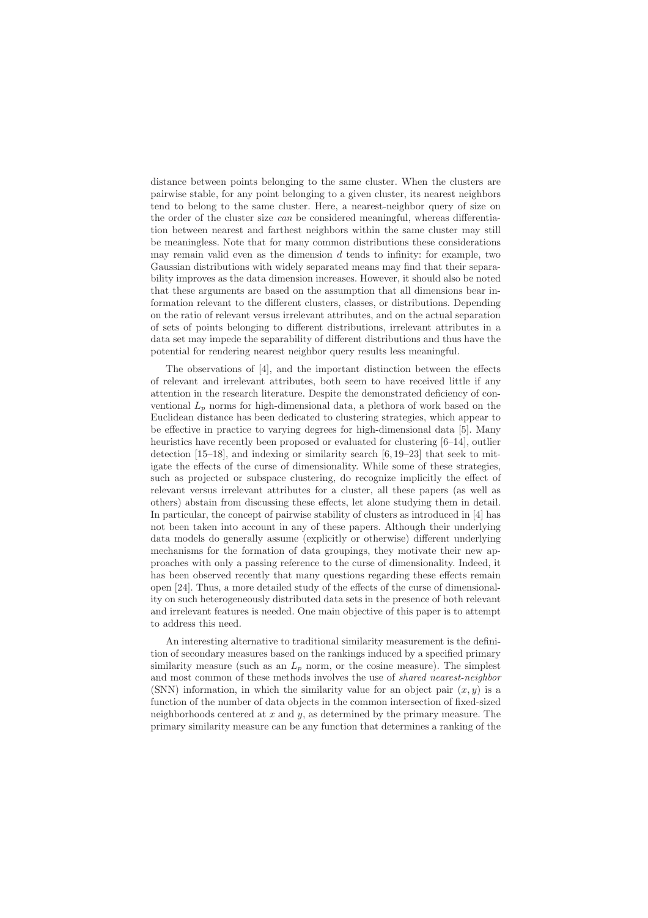distance between points belonging to the same cluster. When the clusters are pairwise stable, for any point belonging to a given cluster, its nearest neighbors tend to belong to the same cluster. Here, a nearest-neighbor query of size on the order of the cluster size *can* be considered meaningful, whereas differentiation between nearest and farthest neighbors within the same cluster may still be meaningless. Note that for many common distributions these considerations may remain valid even as the dimension $d$ tends to infinity: for example, two Gaussian distributions with widely separated means may find that their separability improves as the data dimension increases. However, it should also be noted that these arguments are based on the assumption that all dimensions bear information relevant to the different clusters, classes, or distributions. Depending on the ratio of relevant versus irrelevant attributes, and on the actual separation of sets of points belonging to different distributions, irrelevant attributes in a data set may impede the separability of different distributions and thus have the potential for rendering nearest neighbor query results less meaningful.

The observations of [4], and the important distinction between the effects of relevant and irrelevant attributes, both seem to have received little if any attention in the research literature. Despite the demonstrated deficiency of conventional $L_p$ norms for high-dimensional data, a plethora of work based on the Euclidean distance has been dedicated to clustering strategies, which appear to be effective in practice to varying degrees for high-dimensional data [5]. Many heuristics have recently been proposed or evaluated for clustering [6–14], outlier detection [15–18], and indexing or similarity search [6, 19–23] that seek to mitigate the effects of the curse of dimensionality. While some of these strategies, such as projected or subspace clustering, do recognize implicitly the effect of relevant versus irrelevant attributes for a cluster, all these papers (as well as others) abstain from discussing these effects, let alone studying them in detail. In particular, the concept of pairwise stability of clusters as introduced in [4] has not been taken into account in any of these papers. Although their underlying data models do generally assume (explicitly or otherwise) different underlying mechanisms for the formation of data groupings, they motivate their new approaches with only a passing reference to the curse of dimensionality. Indeed, it has been observed recently that many questions regarding these effects remain open [24]. Thus, a more detailed study of the effects of the curse of dimensionality on such heterogeneously distributed data sets in the presence of both relevant and irrelevant features is needed. One main objective of this paper is to attempt to address this need.

An interesting alternative to traditional similarity measurement is the definition of secondary measures based on the rankings induced by a specified primary similarity measure (such as an $L_p$ norm, or the cosine measure). The simplest and most common of these methods involves the use of *shared nearest-neighbor* (SNN) information, in which the similarity value for an object pair $(x, y)$ is a function of the number of data objects in the common intersection of fixed-sized neighborhoods centered at $x$ and $y$, as determined by the primary measure. The primary similarity measure can be any function that determines a ranking of the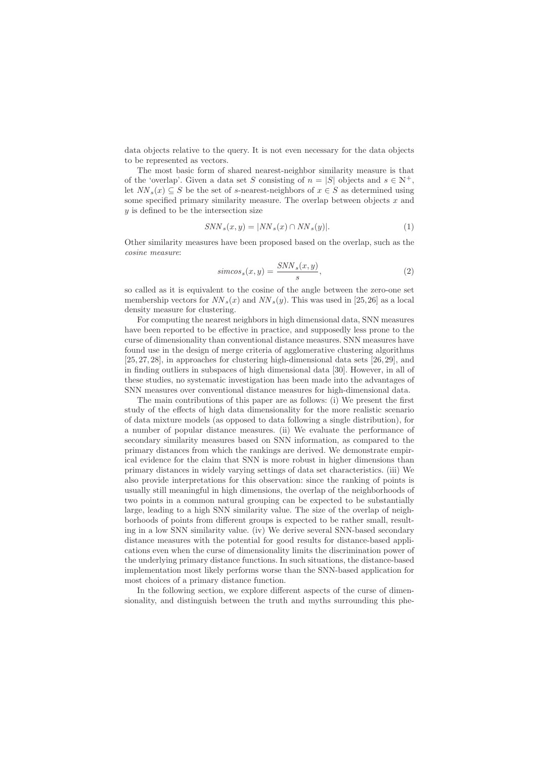data objects relative to the query. It is not even necessary for the data objects to be represented as vectors.

The most basic form of shared nearest-neighbor similarity measure is that of the 'overlap'. Given a data set $S$ consisting of $n = |S|$ objects and $s \in \mathbb{N}^+$, let $NN_s(x) \subseteq S$ be the set of $s$-nearest-neighbors of $x \in S$ as determined using some specified primary similarity measure. The overlap between objects $x$ and $y$ is defined to be the intersection size

$$SNN_s(x, y) = |NN_s(x) \cap NN_s(y)|. \tag{1}$$

Other similarity measures have been proposed based on the overlap, such as the *cosine measure*:

$$simcos_s(x, y) = \frac{SNN_s(x, y)}{s}, \tag{2}$$

so called as it is equivalent to the cosine of the angle between the zero-one set membership vectors for $NN_s(x)$ and $NN_s(y)$. This was used in [25, 26] as a local density measure for clustering.

For computing the nearest neighbors in high dimensional data, SNN measures have been reported to be effective in practice, and supposedly less prone to the curse of dimensionality than conventional distance measures. SNN measures have found use in the design of merge criteria of agglomerative clustering algorithms [25, 27, 28], in approaches for clustering high-dimensional data sets [26, 29], and in finding outliers in subspaces of high dimensional data [30]. However, in all of these studies, no systematic investigation has been made into the advantages of SNN measures over conventional distance measures for high-dimensional data.

The main contributions of this paper are as follows: (i) We present the first study of the effects of high data dimensionality for the more realistic scenario of data mixture models (as opposed to data following a single distribution), for a number of popular distance measures. (ii) We evaluate the performance of secondary similarity measures based on SNN information, as compared to the primary distances from which the rankings are derived. We demonstrate empirical evidence for the claim that SNN is more robust in higher dimensions than primary distances in widely varying settings of data set characteristics. (iii) We also provide interpretations for this observation: since the ranking of points is usually still meaningful in high dimensions, the overlap of the neighborhoods of two points in a common natural grouping can be expected to be substantially large, leading to a high SNN similarity value. The size of the overlap of neighborhoods of points from different groups is expected to be rather small, resulting in a low SNN similarity value. (iv) We derive several SNN-based secondary distance measures with the potential for good results for distance-based applications even when the curse of dimensionality limits the discrimination power of the underlying primary distance functions. In such situations, the distance-based implementation most likely performs worse than the SNN-based application for most choices of a primary distance function.

In the following section, we explore different aspects of the curse of dimensionality, and distinguish between the truth and myths surrounding this phe-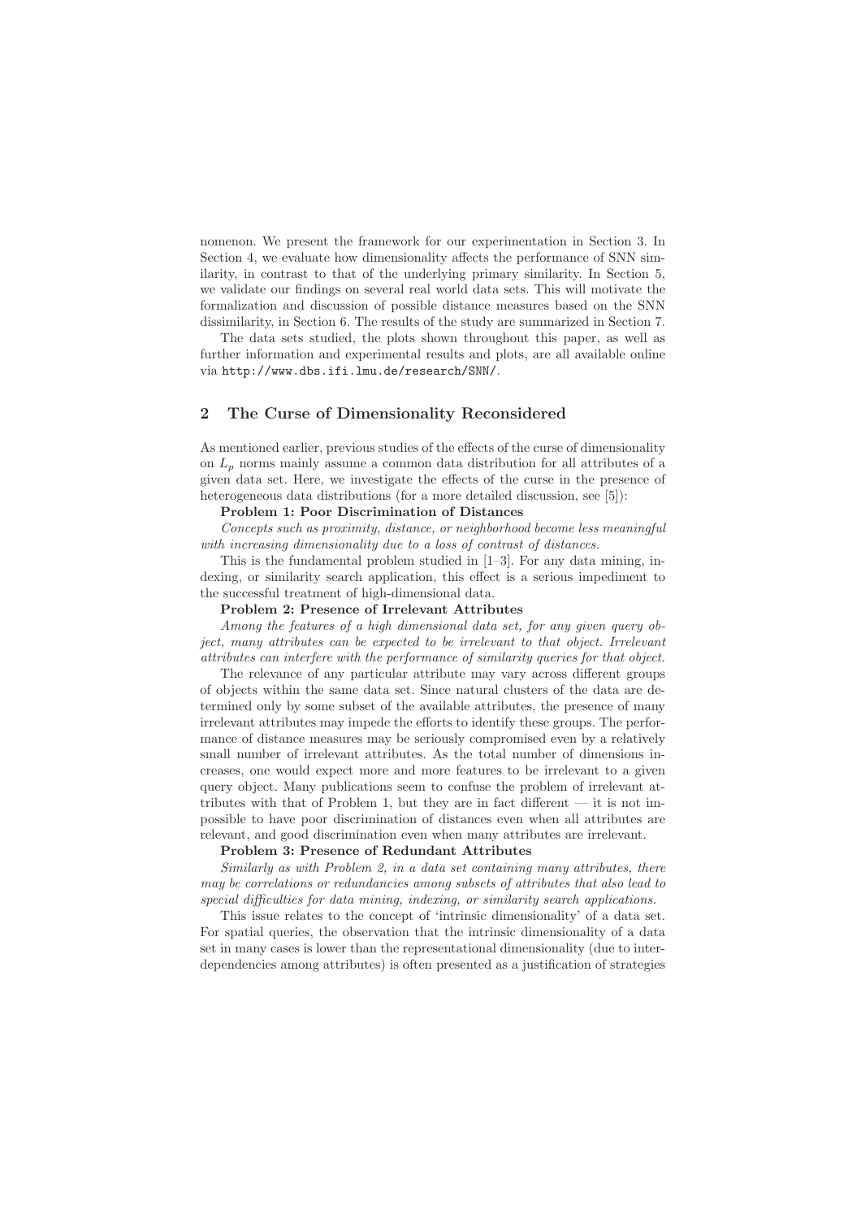nomenon. We present the framework for our experimentation in Section 3. In Section 4, we evaluate how dimensionality affects the performance of SNN similarity, in contrast to that of the underlying primary similarity. In Section 5, we validate our findings on several real world data sets. This will motivate the formalization and discussion of possible distance measures based on the SNN dissimilarity, in Section 6. The results of the study are summarized in Section 7.

The data sets studied, the plots shown throughout this paper, as well as further information and experimental results and plots, are all available online via `http://www.dbs.ifi.lmu.de/research/SNN/`.

## 2 The Curse of Dimensionality Reconsidered

As mentioned earlier, previous studies of the effects of the curse of dimensionality on $L_p$ norms mainly assume a common data distribution for all attributes of a given data set. Here, we investigate the effects of the curse in the presence of heterogeneous data distributions (for a more detailed discussion, see [5]):

**Problem 1: Poor Discrimination of Distances**

*Concepts such as proximity, distance, or neighborhood become less meaningful with increasing dimensionality due to a loss of contrast of distances.*

This is the fundamental problem studied in [1–3]. For any data mining, indexing, or similarity search application, this effect is a serious impediment to the successful treatment of high-dimensional data.

**Problem 2: Presence of Irrelevant Attributes**

*Among the features of a high dimensional data set, for any given query object, many attributes can be expected to be irrelevant to that object. Irrelevant attributes can interfere with the performance of similarity queries for that object.*

The relevance of any particular attribute may vary across different groups of objects within the same data set. Since natural clusters of the data are determined only by some subset of the available attributes, the presence of many irrelevant attributes may impede the efforts to identify these groups. The performance of distance measures may be seriously compromised even by a relatively small number of irrelevant attributes. As the total number of dimensions increases, one would expect more and more features to be irrelevant to a given query object. Many publications seem to confuse the problem of irrelevant attributes with that of Problem 1, but they are in fact different — it is not impossible to have poor discrimination of distances even when all attributes are relevant, and good discrimination even when many attributes are irrelevant.

**Problem 3: Presence of Redundant Attributes**

*Similarly as with Problem 2, in a data set containing many attributes, there may be correlations or redundancies among subsets of attributes that also lead to special difficulties for data mining, indexing, or similarity search applications.*

This issue relates to the concept of 'intrinsic dimensionality' of a data set. For spatial queries, the observation that the intrinsic dimensionality of a data set in many cases is lower than the representational dimensionality (due to interdependencies among attributes) is often presented as a justification of strategies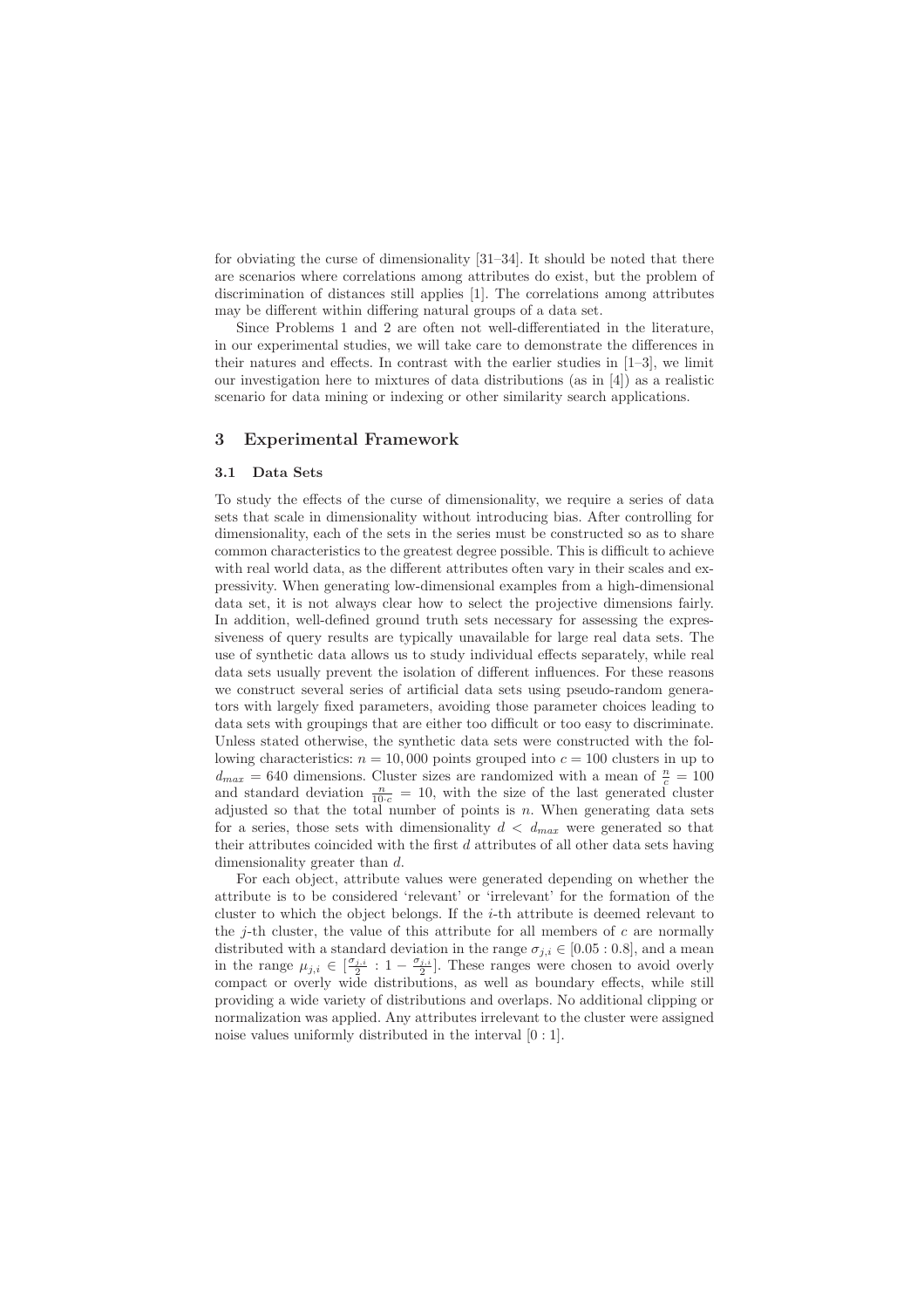for obviating the curse of dimensionality [31–34]. It should be noted that there are scenarios where correlations among attributes do exist, but the problem of discrimination of distances still applies [1]. The correlations among attributes may be different within differing natural groups of a data set.

Since Problems 1 and 2 are often not well-differentiated in the literature, in our experimental studies, we will take care to demonstrate the differences in their natures and effects. In contrast with the earlier studies in [1–3], we limit our investigation here to mixtures of data distributions (as in [4]) as a realistic scenario for data mining or indexing or other similarity search applications.

## 3 Experimental Framework

### 3.1 Data Sets

To study the effects of the curse of dimensionality, we require a series of data sets that scale in dimensionality without introducing bias. After controlling for dimensionality, each of the sets in the series must be constructed so as to share common characteristics to the greatest degree possible. This is difficult to achieve with real world data, as the different attributes often vary in their scales and expressivity. When generating low-dimensional examples from a high-dimensional data set, it is not always clear how to select the projective dimensions fairly. In addition, well-defined ground truth sets necessary for assessing the expressiveness of query results are typically unavailable for large real data sets. The use of synthetic data allows us to study individual effects separately, while real data sets usually prevent the isolation of different influences. For these reasons we construct several series of artificial data sets using pseudo-random generators with largely fixed parameters, avoiding those parameter choices leading to data sets with groupings that are either too difficult or too easy to discriminate. Unless stated otherwise, the synthetic data sets were constructed with the following characteristics: $n = 10,000$ points grouped into $c = 100$ clusters in up to $d_{max} = 640$ dimensions. Cluster sizes are randomized with a mean of $\frac{n}{c} = 100$ and standard deviation $\frac{n}{10 \cdot c} = 10$, with the size of the last generated cluster adjusted so that the total number of points is $n$. When generating data sets for a series, those sets with dimensionality $d < d_{max}$ were generated so that their attributes coincided with the first $d$ attributes of all other data sets having dimensionality greater than $d$.

For each object, attribute values were generated depending on whether the attribute is to be considered 'relevant' or 'irrelevant' for the formation of the cluster to which the object belongs. If the $i$-th attribute is deemed relevant to the $j$-th cluster, the value of this attribute for all members of $c$ are normally distributed with a standard deviation in the range $\sigma_{j,i} \in [0.05 : 0.8]$, and a mean in the range $\mu_{j,i} \in [\frac{\sigma_{j,i}}{2} : 1 - \frac{\sigma_{j,i}}{2}]$. These ranges were chosen to avoid overly compact or overly wide distributions, as well as boundary effects, while still providing a wide variety of distributions and overlaps. No additional clipping or normalization was applied. Any attributes irrelevant to the cluster were assigned noise values uniformly distributed in the interval $[0 : 1]$.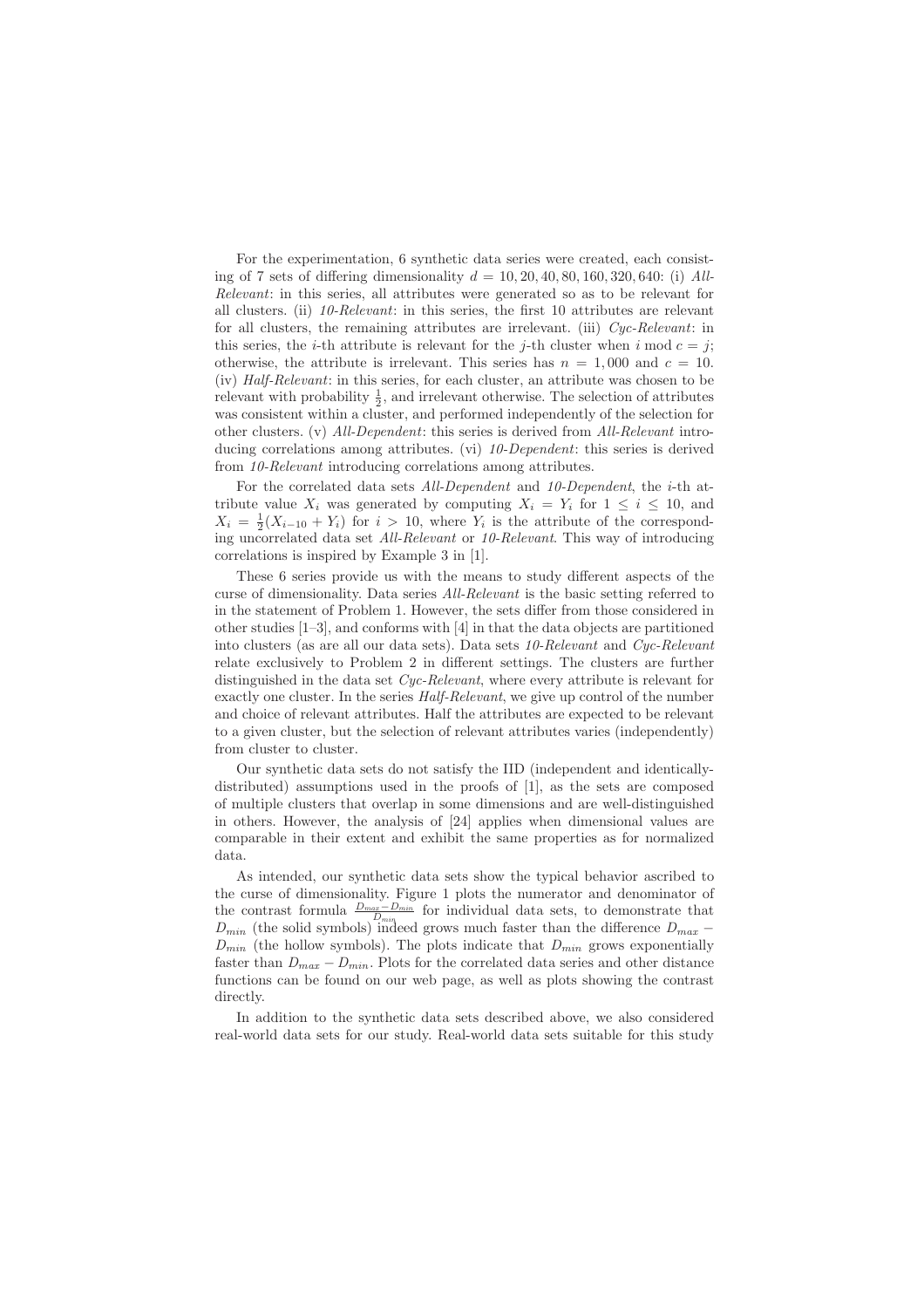For the experimentation, 6 synthetic data series were created, each consisting of 7 sets of differing dimensionality $d = 10, 20, 40, 80, 160, 320, 640$: (i) *All-Relevant*: in this series, all attributes were generated so as to be relevant for all clusters. (ii) *10-Relevant*: in this series, the first 10 attributes are relevant for all clusters, the remaining attributes are irrelevant. (iii) *Cyc-Relevant*: in this series, the $i$-th attribute is relevant for the $j$-th cluster when $i \bmod c = j$; otherwise, the attribute is irrelevant. This series has $n = 1,000$ and $c = 10$. (iv) *Half-Relevant*: in this series, for each cluster, an attribute was chosen to be relevant with probability $\frac{1}{2}$, and irrelevant otherwise. The selection of attributes was consistent within a cluster, and performed independently of the selection for other clusters. (v) *All-Dependent*: this series is derived from *All-Relevant* introducing correlations among attributes. (vi) *10-Dependent*: this series is derived from *10-Relevant* introducing correlations among attributes.

For the correlated data sets *All-Dependent* and *10-Dependent*, the $i$-th attribute value $X_i$ was generated by computing $X_i = Y_i$ for $1 \leq i \leq 10$, and $X_i = \frac{1}{2}(X_{i-10} + Y_i)$ for $i > 10$, where $Y_i$ is the attribute of the corresponding uncorrelated data set *All-Relevant* or *10-Relevant*. This way of introducing correlations is inspired by Example 3 in [1].

These 6 series provide us with the means to study different aspects of the curse of dimensionality. Data series *All-Relevant* is the basic setting referred to in the statement of Problem 1. However, the sets differ from those considered in other studies [1–3], and conforms with [4] in that the data objects are partitioned into clusters (as are all our data sets). Data sets *10-Relevant* and *Cyc-Relevant* relate exclusively to Problem 2 in different settings. The clusters are further distinguished in the data set *Cyc-Relevant*, where every attribute is relevant for exactly one cluster. In the series *Half-Relevant*, we give up control of the number and choice of relevant attributes. Half the attributes are expected to be relevant to a given cluster, but the selection of relevant attributes varies (independently) from cluster to cluster.

Our synthetic data sets do not satisfy the IID (independent and identically-distributed) assumptions used in the proofs of [1], as the sets are composed of multiple clusters that overlap in some dimensions and are well-distinguished in others. However, the analysis of [24] applies when dimensional values are comparable in their extent and exhibit the same properties as for normalized data.

As intended, our synthetic data sets show the typical behavior ascribed to the curse of dimensionality. Figure 1 plots the numerator and denominator of the contrast formula $\frac{D_{max} - D_{min}}{D_{min}}$ for individual data sets, to demonstrate that $D_{min}$ (the solid symbols) indeed grows much faster than the difference $D_{max} - D_{min}$ (the hollow symbols). The plots indicate that $D_{min}$ grows exponentially faster than $D_{max} - D_{min}$. Plots for the correlated data series and other distance functions can be found on our web page, as well as plots showing the contrast directly.

In addition to the synthetic data sets described above, we also considered real-world data sets for our study. Real-world data sets suitable for this study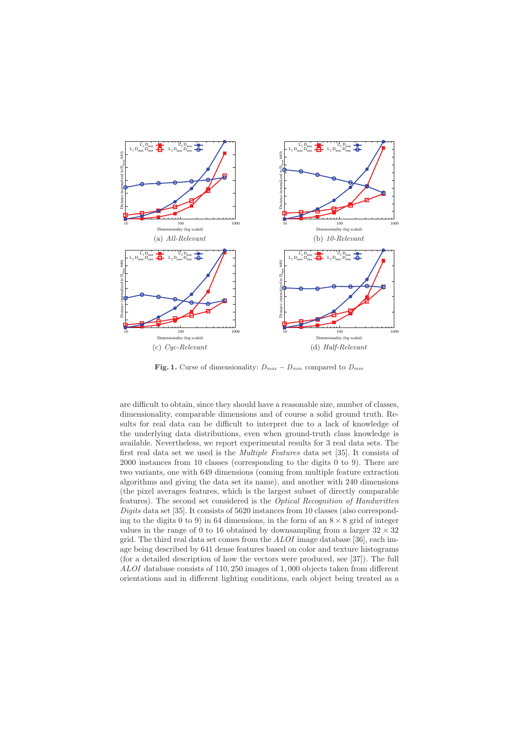(a) *All-Relevant*

(b) *10-Relevant*

(c) *Cyc-Relevant*

(d) *Half-Relevant*

**Fig. 1.** Curse of dimensionality: $D_{max} - D_{min}$ compared to $D_{min}$

are difficult to obtain, since they should have a reasonable size, number of classes, dimensionality, comparable dimensions and of course a solid ground truth. Results for real data can be difficult to interpret due to a lack of knowledge of the underlying data distributions, even when ground-truth class knowledge is available. Nevertheless, we report experimental results for 3 real data sets. The first real data set we used is the *Multiple Features* data set [35]. It consists of 2000 instances from 10 classes (corresponding to the digits 0 to 9). There are two variants, one with 649 dimensions (coming from multiple feature extraction algorithms and giving the data set its name), and another with 240 dimensions (the pixel averages features, which is the largest subset of directly comparable features). The second set considered is the *Optical Recognition of Handwritten Digits* data set [35]. It consists of 5620 instances from 10 classes (also corresponding to the digits 0 to 9) in 64 dimensions, in the form of an $8 \times 8$ grid of integer values in the range of 0 to 16 obtained by downsampling from a larger $32 \times 32$ grid. The third real data set comes from the *ALOI* image database [36], each image being described by 641 dense features based on color and texture histograms (for a detailed description of how the vectors were produced, see [37]). The full *ALOI* database consists of 110,250 images of 1,000 objects taken from different orientations and in different lighting conditions, each object being treated as a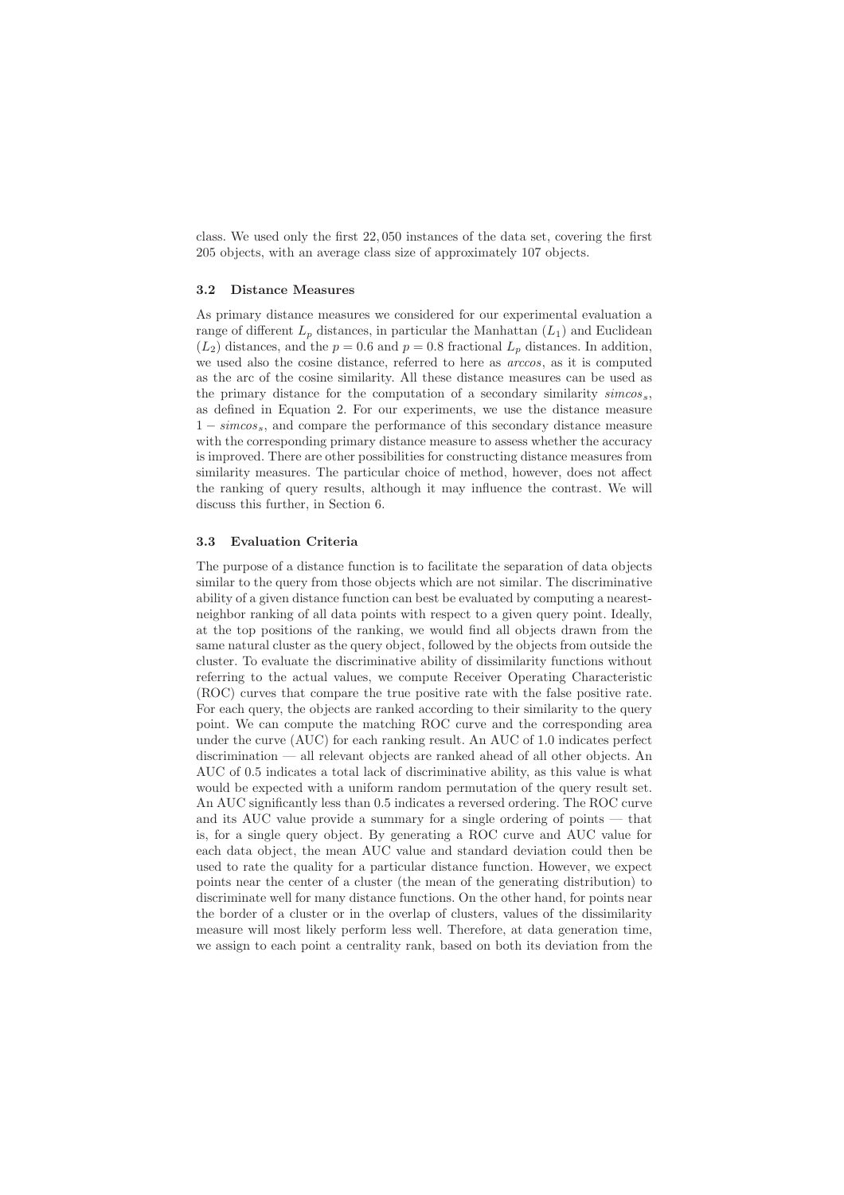class. We used only the first 22,050 instances of the data set, covering the first 205 objects, with an average class size of approximately 107 objects.

### 3.2 Distance Measures

As primary distance measures we considered for our experimental evaluation a range of different $L_p$ distances, in particular the Manhattan ($L_1$) and Euclidean ($L_2$) distances, and the $p = 0.6$ and $p = 0.8$ fractional $L_p$ distances. In addition, we used also the cosine distance, referred to here as *arccos*, as it is computed as the arc of the cosine similarity. All these distance measures can be used as the primary distance for the computation of a secondary similarity $simcos_s$, as defined in Equation 2. For our experiments, we use the distance measure $1 - simcos_s$, and compare the performance of this secondary distance measure with the corresponding primary distance measure to assess whether the accuracy is improved. There are other possibilities for constructing distance measures from similarity measures. The particular choice of method, however, does not affect the ranking of query results, although it may influence the contrast. We will discuss this further, in Section 6.

### 3.3 Evaluation Criteria

The purpose of a distance function is to facilitate the separation of data objects similar to the query from those objects which are not similar. The discriminative ability of a given distance function can best be evaluated by computing a nearest-neighbor ranking of all data points with respect to a given query point. Ideally, at the top positions of the ranking, we would find all objects drawn from the same natural cluster as the query object, followed by the objects from outside the cluster. To evaluate the discriminative ability of dissimilarity functions without referring to the actual values, we compute Receiver Operating Characteristic (ROC) curves that compare the true positive rate with the false positive rate. For each query, the objects are ranked according to their similarity to the query point. We can compute the matching ROC curve and the corresponding area under the curve (AUC) for each ranking result. An AUC of 1.0 indicates perfect discrimination — all relevant objects are ranked ahead of all other objects. An AUC of 0.5 indicates a total lack of discriminative ability, as this value is what would be expected with a uniform random permutation of the query result set. An AUC significantly less than 0.5 indicates a reversed ordering. The ROC curve and its AUC value provide a summary for a single ordering of points — that is, for a single query object. By generating a ROC curve and AUC value for each data object, the mean AUC value and standard deviation could then be used to rate the quality for a particular distance function. However, we expect points near the center of a cluster (the mean of the generating distribution) to discriminate well for many distance functions. On the other hand, for points near the border of a cluster or in the overlap of clusters, values of the dissimilarity measure will most likely perform less well. Therefore, at data generation time, we assign to each point a centrality rank, based on both its deviation from the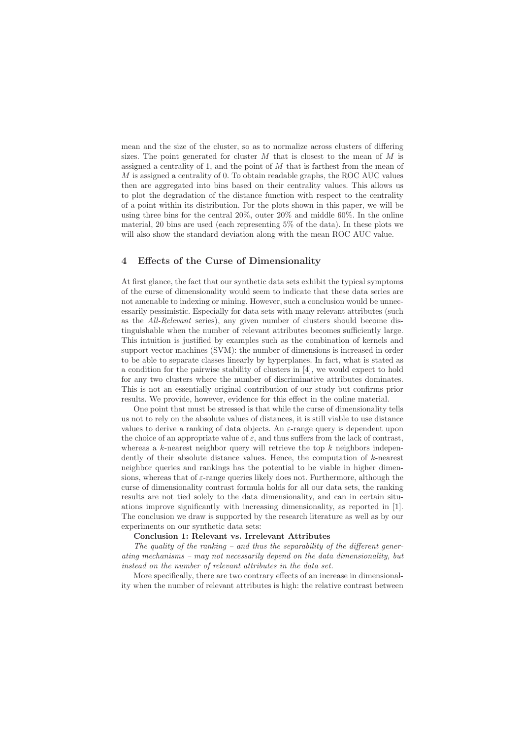mean and the size of the cluster, so as to normalize across clusters of differing sizes. The point generated for cluster $M$ that is closest to the mean of $M$ is assigned a centrality of 1, and the point of $M$ that is farthest from the mean of $M$ is assigned a centrality of 0. To obtain readable graphs, the ROC AUC values then are aggregated into bins based on their centrality values. This allows us to plot the degradation of the distance function with respect to the centrality of a point within its distribution. For the plots shown in this paper, we will be using three bins for the central 20%, outer 20% and middle 60%. In the online material, 20 bins are used (each representing 5% of the data). In these plots we will also show the standard deviation along with the mean ROC AUC value.

## 4 Effects of the Curse of Dimensionality

At first glance, the fact that our synthetic data sets exhibit the typical symptoms of the curse of dimensionality would seem to indicate that these data series are not amenable to indexing or mining. However, such a conclusion would be unnecessarily pessimistic. Especially for data sets with many relevant attributes (such as the *All-Relevant* series), any given number of clusters should become distinguishable when the number of relevant attributes becomes sufficiently large. This intuition is justified by examples such as the combination of kernels and support vector machines (SVM): the number of dimensions is increased in order to be able to separate classes linearly by hyperplanes. In fact, what is stated as a condition for the pairwise stability of clusters in [4], we would expect to hold for any two clusters where the number of discriminative attributes dominates. This is not an essentially original contribution of our study but confirms prior results. We provide, however, evidence for this effect in the online material.

One point that must be stressed is that while the curse of dimensionality tells us not to rely on the absolute values of distances, it is still viable to use distance values to derive a ranking of data objects. An $\varepsilon$-range query is dependent upon the choice of an appropriate value of $\varepsilon$, and thus suffers from the lack of contrast, whereas a $k$-nearest neighbor query will retrieve the top $k$ neighbors independently of their absolute distance values. Hence, the computation of $k$-nearest neighbor queries and rankings has the potential to be viable in higher dimensions, whereas that of $\varepsilon$-range queries likely does not. Furthermore, although the curse of dimensionality contrast formula holds for all our data sets, the ranking results are not tied solely to the data dimensionality, and can in certain situations improve significantly with increasing dimensionality, as reported in [1]. The conclusion we draw is supported by the research literature as well as by our experiments on our synthetic data sets:

**Conclusion 1: Relevant vs. Irrelevant Attributes**

*The quality of the ranking – and thus the separability of the different generating mechanisms – may not necessarily depend on the data dimensionality, but instead on the number of relevant attributes in the data set.*

More specifically, there are two contrary effects of an increase in dimensionality when the number of relevant attributes is high: the relative contrast between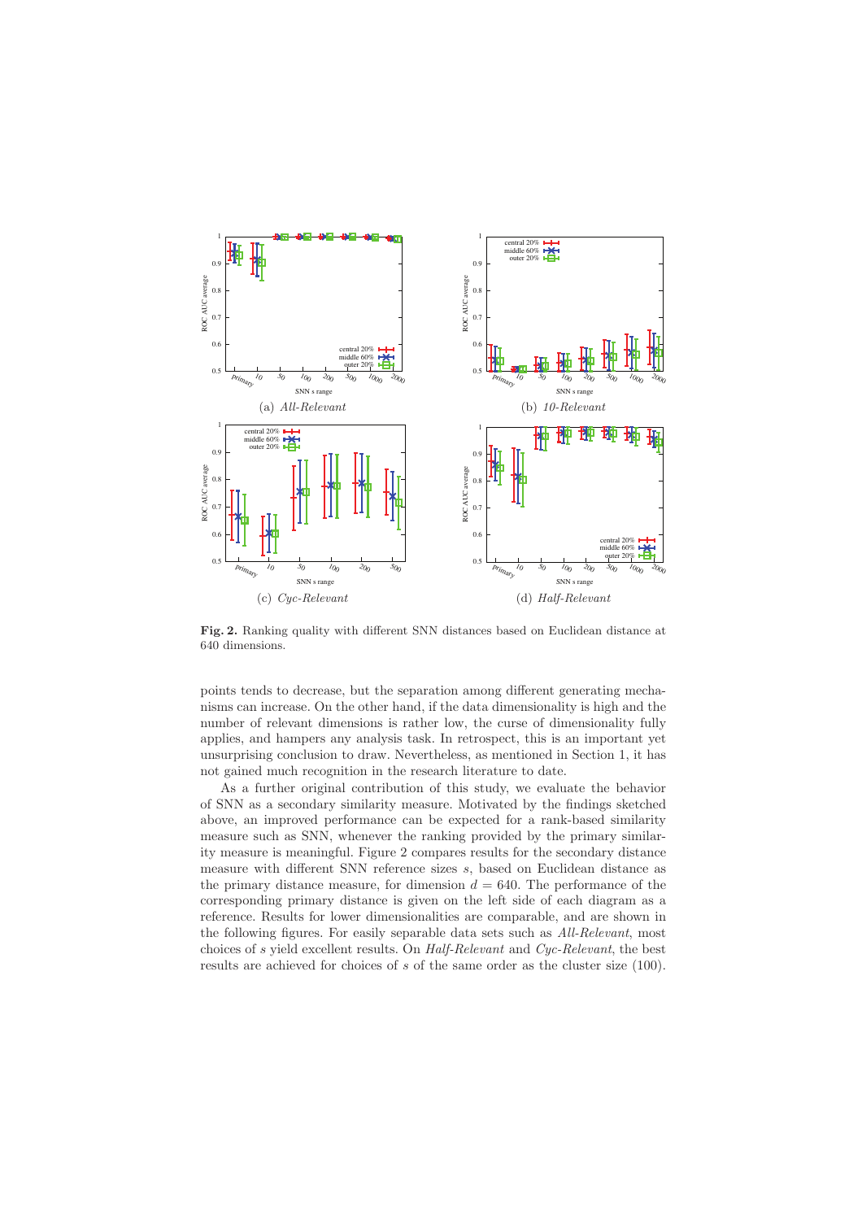(a) *All-Relevant*

(b) *10-Relevant*

(c) *Cyc-Relevant*

(d) *Half-Relevant*

**Fig. 2.** Ranking quality with different SNN distances based on Euclidean distance at 640 dimensions.

points tends to decrease, but the separation among different generating mechanisms can increase. On the other hand, if the data dimensionality is high and the number of relevant dimensions is rather low, the curse of dimensionality fully applies, and hampers any analysis task. In retrospect, this is an important yet unsurprising conclusion to draw. Nevertheless, as mentioned in Section 1, it has not gained much recognition in the research literature to date.

As a further original contribution of this study, we evaluate the behavior of SNN as a secondary similarity measure. Motivated by the findings sketched above, an improved performance can be expected for a rank-based similarity measure such as SNN, whenever the ranking provided by the primary similarity measure is meaningful. Figure 2 compares results for the secondary distance measure with different SNN reference sizes $s$, based on Euclidean distance as the primary distance measure, for dimension $d = 640$. The performance of the corresponding primary distance is given on the left side of each diagram as a reference. Results for lower dimensionalities are comparable, and are shown in the following figures. For easily separable data sets such as *All-Relevant*, most choices of $s$ yield excellent results. On *Half-Relevant* and *Cyc-Relevant*, the best results are achieved for choices of $s$ of the same order as the cluster size (100).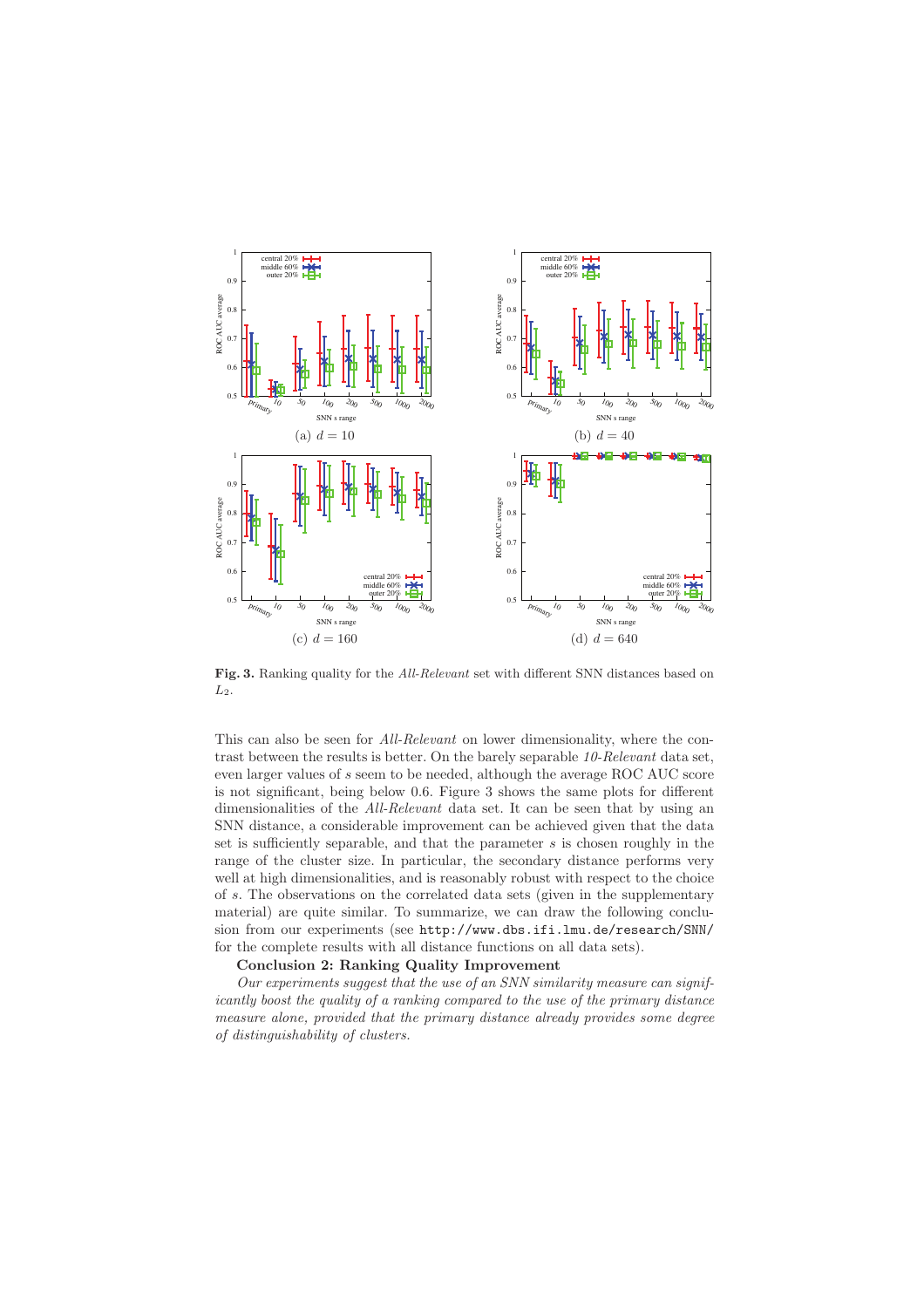**Fig. 3.** Ranking quality for the *All-Relevant* set with different SNN distances based on $L_2$.

This can also be seen for *All-Relevant* on lower dimensionality, where the contrast between the results is better. On the barely separable *10-Relevant* data set, even larger values of $s$ seem to be needed, although the average ROC AUC score is not significant, being below 0.6. Figure 3 shows the same plots for different dimensionalities of the *All-Relevant* data set. It can be seen that by using an SNN distance, a considerable improvement can be achieved given that the data set is sufficiently separable, and that the parameter $s$ is chosen roughly in the range of the cluster size. In particular, the secondary distance performs very well at high dimensionalities, and is reasonably robust with respect to the choice of $s$. The observations on the correlated data sets (given in the supplementary material) are quite similar. To summarize, we can draw the following conclusion from our experiments (see `http://www.dbs.ifi.lmu.de/research/SNN/` for the complete results with all distance functions on all data sets).

**Conclusion 2: Ranking Quality Improvement**

*Our experiments suggest that the use of an SNN similarity measure can significantly boost the quality of a ranking compared to the use of the primary distance measure alone, provided that the primary distance already provides some degree of distinguishability of clusters.*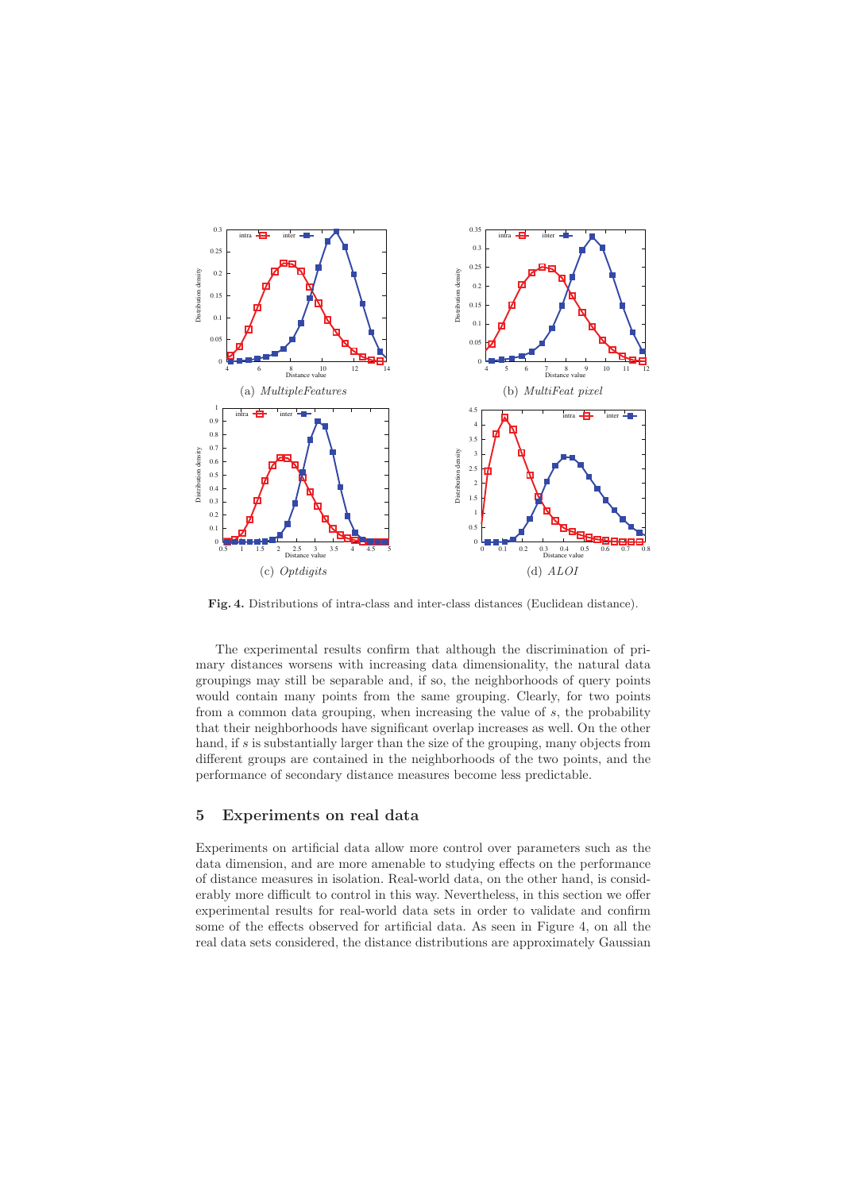(a) *MultipleFeatures*

(b) *MultiFeat pixel*

(c) *Optdigits*

(d) *ALOI*

**Fig. 4.** Distributions of intra-class and inter-class distances (Euclidean distance).

The experimental results confirm that although the discrimination of primary distances worsens with increasing data dimensionality, the natural data groupings may still be separable and, if so, the neighborhoods of query points would contain many points from the same grouping. Clearly, for two points from a common data grouping, when increasing the value of $s$, the probability that their neighborhoods have significant overlap increases as well. On the other hand, if $s$ is substantially larger than the size of the grouping, many objects from different groups are contained in the neighborhoods of the two points, and the performance of secondary distance measures become less predictable.

## 5 Experiments on real data

Experiments on artificial data allow more control over parameters such as the data dimension, and are more amenable to studying effects on the performance of distance measures in isolation. Real-world data, on the other hand, is considerably more difficult to control in this way. Nevertheless, in this section we offer experimental results for real-world data sets in order to validate and confirm some of the effects observed for artificial data. As seen in Figure 4, on all the real data sets considered, the distance distributions are approximately Gaussian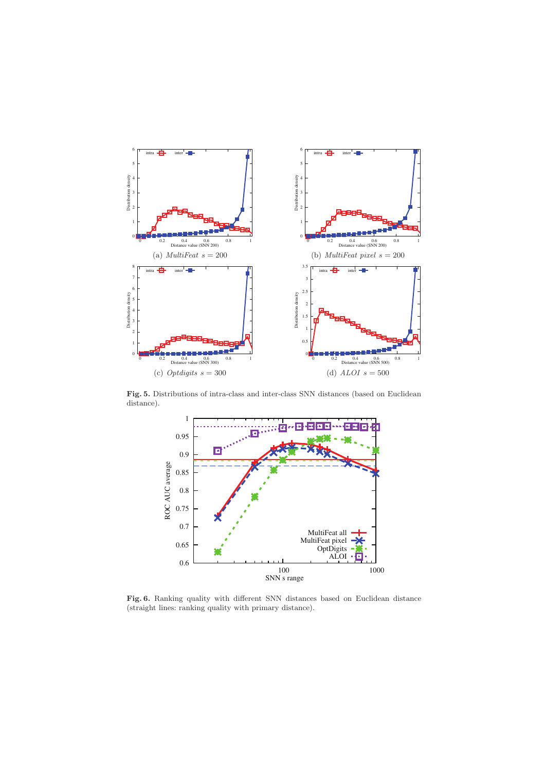(a) *MultiFeat* $s = 200$

(b) *MultiFeat pixel* $s = 200$

(c) *Optdigits* $s = 300$

(d) *ALOI* $s = 500$

**Fig. 5.** Distributions of intra-class and inter-class SNN distances (based on Euclidean distance).

**Fig. 6.** Ranking quality with different SNN distances based on Euclidean distance (straight lines: ranking quality with primary distance).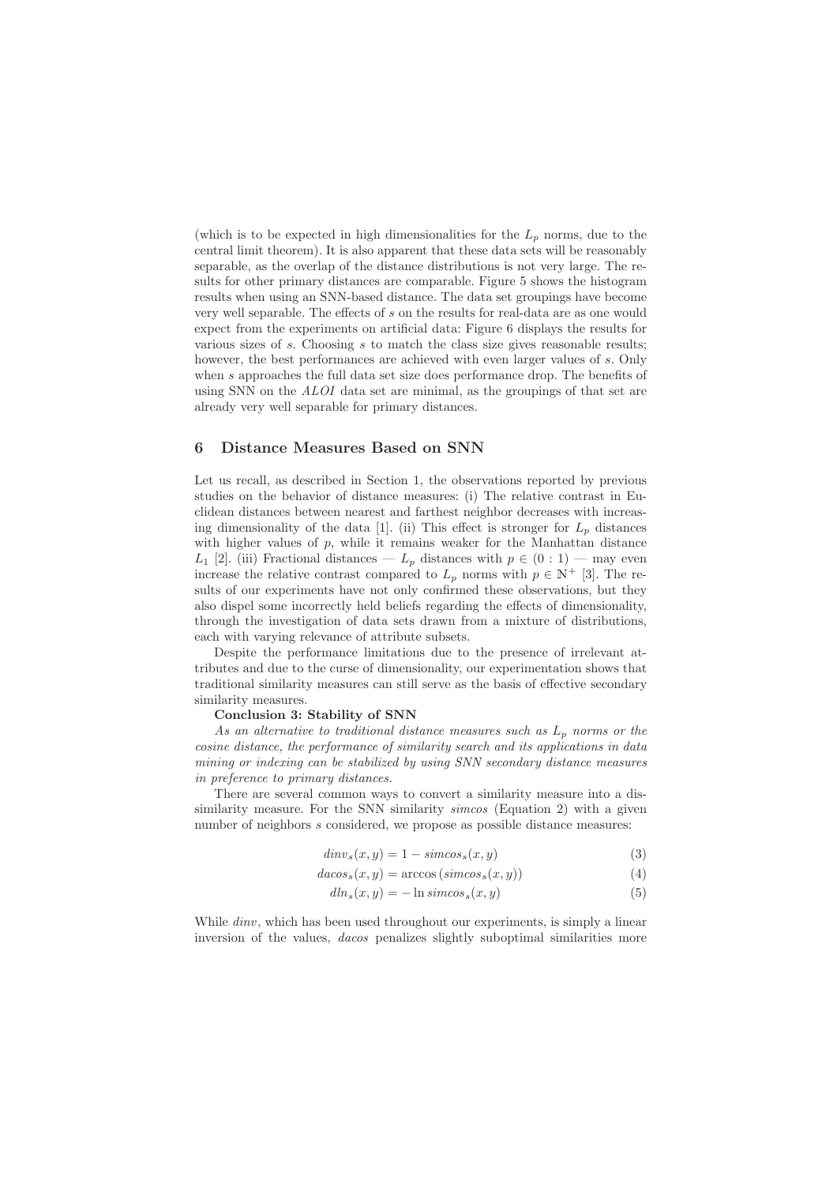(which is to be expected in high dimensionalities for the $L_p$ norms, due to the central limit theorem). It is also apparent that these data sets will be reasonably separable, as the overlap of the distance distributions is not very large. The results for other primary distances are comparable. Figure 5 shows the histogram results when using an SNN-based distance. The data set groupings have become very well separable. The effects of $s$ on the results for real-data are as one would expect from the experiments on artificial data: Figure 6 displays the results for various sizes of $s$. Choosing $s$ to match the class size gives reasonable results; however, the best performances are achieved with even larger values of $s$. Only when $s$ approaches the full data set size does performance drop. The benefits of using SNN on the *ALOI* data set are minimal, as the groupings of that set are already very well separable for primary distances.

## 6 Distance Measures Based on SNN

Let us recall, as described in Section 1, the observations reported by previous studies on the behavior of distance measures: (i) The relative contrast in Euclidean distances between nearest and farthest neighbor decreases with increasing dimensionality of the data [1]. (ii) This effect is stronger for $L_p$ distances with higher values of $p$, while it remains weaker for the Manhattan distance $L_1$ [2]. (iii) Fractional distances — $L_p$ distances with $p \in (0 : 1)$ — may even increase the relative contrast compared to $L_p$ norms with $p \in \mathbb{N}^+$ [3]. The results of our experiments have not only confirmed these observations, but they also dispel some incorrectly held beliefs regarding the effects of dimensionality, through the investigation of data sets drawn from a mixture of distributions, each with varying relevance of attribute subsets.

Despite the performance limitations due to the presence of irrelevant attributes and due to the curse of dimensionality, our experimentation shows that traditional similarity measures can still serve as the basis of effective secondary similarity measures.

**Conclusion 3: Stability of SNN**

*As an alternative to traditional distance measures such as $L_p$ norms or the cosine distance, the performance of similarity search and its applications in data mining or indexing can be stabilized by using SNN secondary distance measures in preference to primary distances.*

There are several common ways to convert a similarity measure into a dissimilarity measure. For the SNN similarity *simcos* (Equation 2) with a given number of neighbors $s$ considered, we propose as possible distance measures:

$$dinv_s(x, y) = 1 - simcos_s(x, y) \tag{3}$$

$$dacos_s(x, y) = \arccos(simcos_s(x, y)) \tag{4}$$

$$dln_s(x, y) = -\ln simcos_s(x, y) \tag{5}$$

While *dinv*, which has been used throughout our experiments, is simply a linear inversion of the values, *dacos* penalizes slightly suboptimal similarities more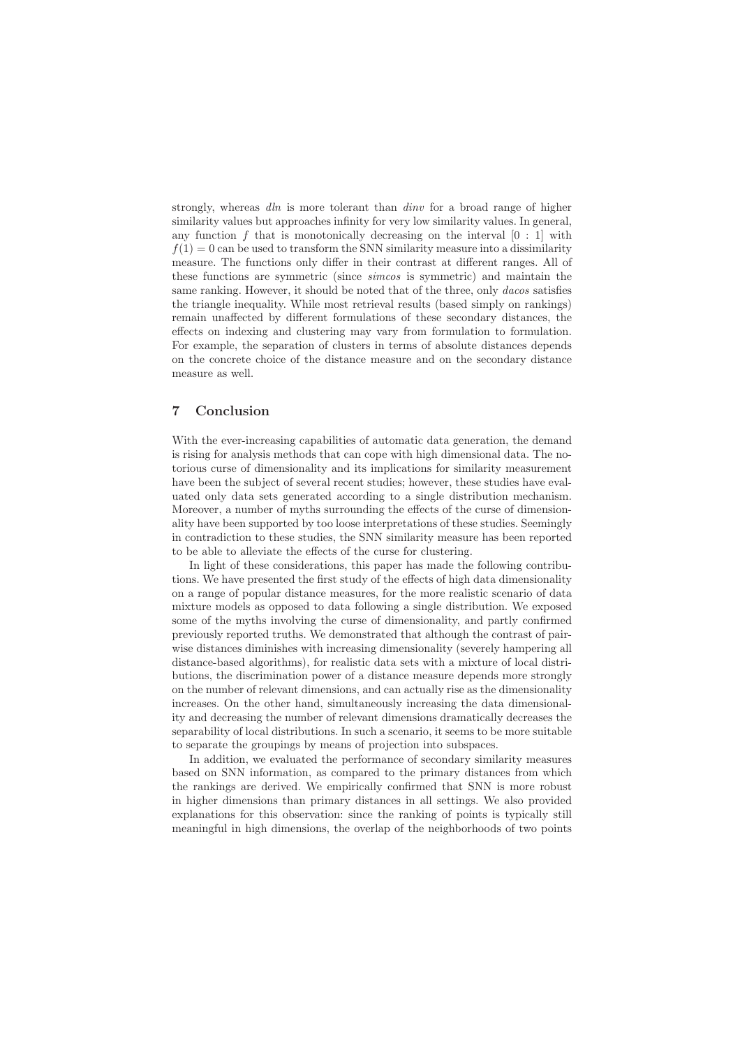strongly, whereas *dln* is more tolerant than *dinv* for a broad range of higher similarity values but approaches infinity for very low similarity values. In general, any function $f$ that is monotonically decreasing on the interval $[0 : 1]$ with $f(1) = 0$ can be used to transform the SNN similarity measure into a dissimilarity measure. The functions only differ in their contrast at different ranges. All of these functions are symmetric (since *simcos* is symmetric) and maintain the same ranking. However, it should be noted that of the three, only *dacos* satisfies the triangle inequality. While most retrieval results (based simply on rankings) remain unaffected by different formulations of these secondary distances, the effects on indexing and clustering may vary from formulation to formulation. For example, the separation of clusters in terms of absolute distances depends on the concrete choice of the distance measure and on the secondary distance measure as well.

## 7 Conclusion

With the ever-increasing capabilities of automatic data generation, the demand is rising for analysis methods that can cope with high dimensional data. The notorious curse of dimensionality and its implications for similarity measurement have been the subject of several recent studies; however, these studies have evaluated only data sets generated according to a single distribution mechanism. Moreover, a number of myths surrounding the effects of the curse of dimensionality have been supported by too loose interpretations of these studies. Seemingly in contradiction to these studies, the SNN similarity measure has been reported to be able to alleviate the effects of the curse for clustering.

In light of these considerations, this paper has made the following contributions. We have presented the first study of the effects of high data dimensionality on a range of popular distance measures, for the more realistic scenario of data mixture models as opposed to data following a single distribution. We exposed some of the myths involving the curse of dimensionality, and partly confirmed previously reported truths. We demonstrated that although the contrast of pairwise distances diminishes with increasing dimensionality (severely hampering all distance-based algorithms), for realistic data sets with a mixture of local distributions, the discrimination power of a distance measure depends more strongly on the number of relevant dimensions, and can actually rise as the dimensionality increases. On the other hand, simultaneously increasing the data dimensionality and decreasing the number of relevant dimensions dramatically decreases the separability of local distributions. In such a scenario, it seems to be more suitable to separate the groupings by means of projection into subspaces.

In addition, we evaluated the performance of secondary similarity measures based on SNN information, as compared to the primary distances from which the rankings are derived. We empirically confirmed that SNN is more robust in higher dimensions than primary distances in all settings. We also provided explanations for this observation: since the ranking of points is typically still meaningful in high dimensions, the overlap of the neighborhoods of two points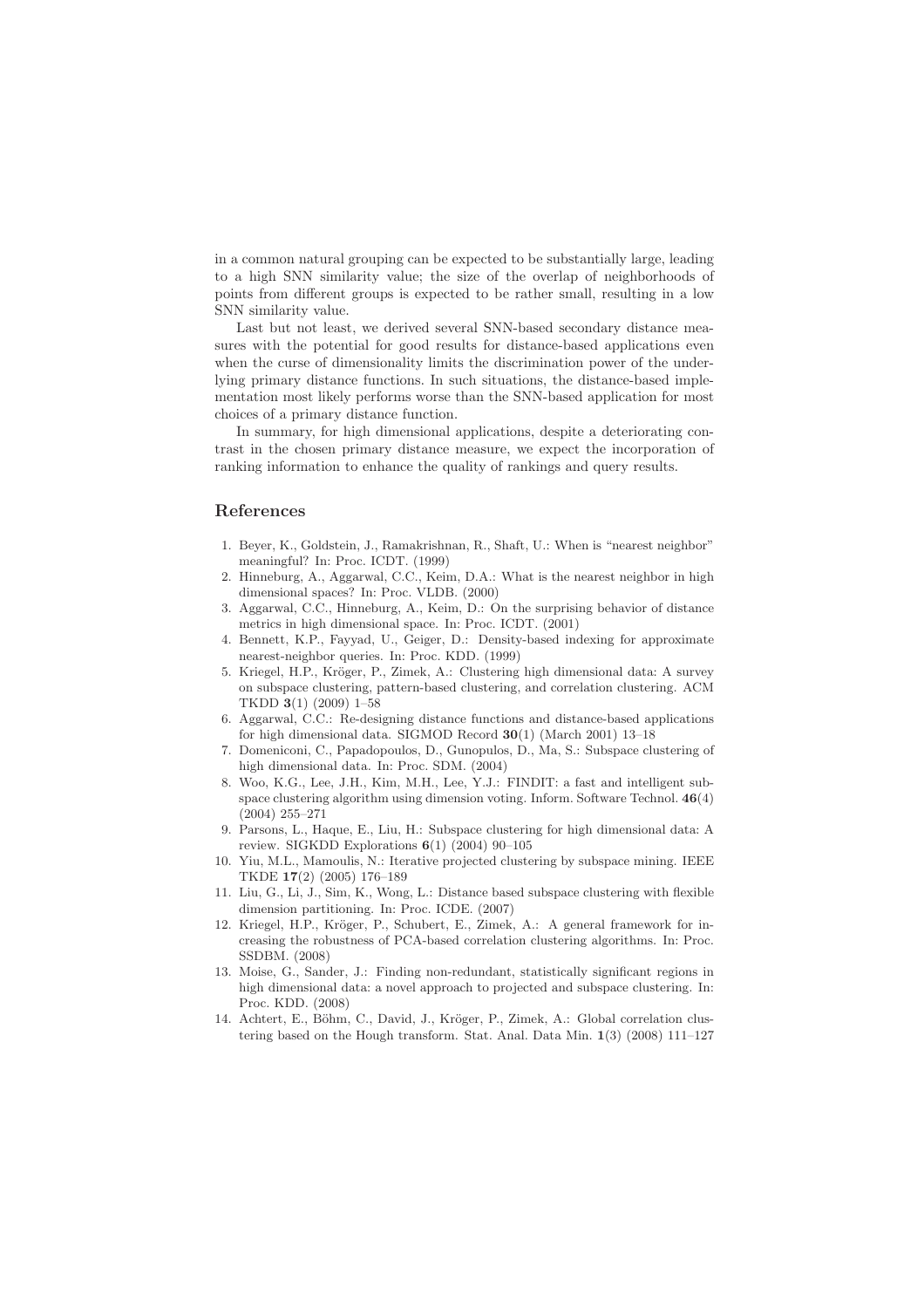in a common natural grouping can be expected to be substantially large, leading to a high SNN similarity value; the size of the overlap of neighborhoods of points from different groups is expected to be rather small, resulting in a low SNN similarity value.

Last but not least, we derived several SNN-based secondary distance measures with the potential for good results for distance-based applications even when the curse of dimensionality limits the discrimination power of the underlying primary distance functions. In such situations, the distance-based implementation most likely performs worse than the SNN-based application for most choices of a primary distance function.

In summary, for high dimensional applications, despite a deteriorating contrast in the chosen primary distance measure, we expect the incorporation of ranking information to enhance the quality of rankings and query results.

## References

1. Beyer, K., Goldstein, J., Ramakrishnan, R., Shaft, U.: When is "nearest neighbor" meaningful? In: Proc. ICDT. (1999)
2. Hinneburg, A., Aggarwal, C.C., Keim, D.A.: What is the nearest neighbor in high dimensional spaces? In: Proc. VLDB. (2000)
3. Aggarwal, C.C., Hinneburg, A., Keim, D.: On the surprising behavior of distance metrics in high dimensional space. In: Proc. ICDT. (2001)
4. Bennett, K.P., Fayyad, U., Geiger, D.: Density-based indexing for approximate nearest-neighbor queries. In: Proc. KDD. (1999)
5. Kriegel, H.P., Kröger, P., Zimek, A.: Clustering high dimensional data: A survey on subspace clustering, pattern-based clustering, and correlation clustering. ACM TKDD **3**(1) (2009) 1–58
6. Aggarwal, C.C.: Re-designing distance functions and distance-based applications for high dimensional data. SIGMOD Record **30**(1) (March 2001) 13–18
7. Domeniconi, C., Papadopoulos, D., Gunopulos, D., Ma, S.: Subspace clustering of high dimensional data. In: Proc. SDM. (2004)
8. Woo, K.G., Lee, J.H., Kim, M.H., Lee, Y.J.: FINDIT: a fast and intelligent subspace clustering algorithm using dimension voting. Inform. Software Technol. **46**(4) (2004) 255–271
9. Parsons, L., Haque, E., Liu, H.: Subspace clustering for high dimensional data: A review. SIGKDD Explorations **6**(1) (2004) 90–105
10. Yiu, M.L., Mamoulis, N.: Iterative projected clustering by subspace mining. IEEE TKDE **17**(2) (2005) 176–189
11. Liu, G., Li, J., Sim, K., Wong, L.: Distance based subspace clustering with flexible dimension partitioning. In: Proc. ICDE. (2007)
12. Kriegel, H.P., Kröger, P., Schubert, E., Zimek, A.: A general framework for increasing the robustness of PCA-based correlation clustering algorithms. In: Proc. SSDBM. (2008)
13. Moise, G., Sander, J.: Finding non-redundant, statistically significant regions in high dimensional data: a novel approach to projected and subspace clustering. In: Proc. KDD. (2008)
14. Achtert, E., Böhm, C., David, J., Kröger, P., Zimek, A.: Global correlation clustering based on the Hough transform. Stat. Anal. Data Min. **1**(3) (2008) 111–127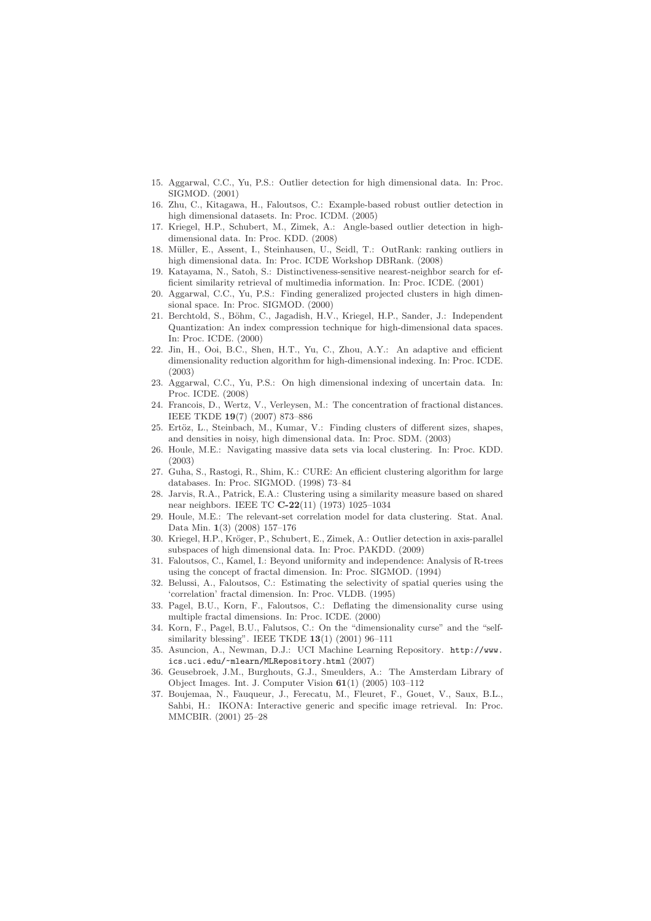15. Aggarwal, C.C., Yu, P.S.: Outlier detection for high dimensional data. In: Proc. SIGMOD. (2001)
16. Zhu, C., Kitagawa, H., Faloutsos, C.: Example-based robust outlier detection in high dimensional datasets. In: Proc. ICDM. (2005)
17. Kriegel, H.P., Schubert, M., Zimek, A.: Angle-based outlier detection in high-dimensional data. In: Proc. KDD. (2008)
18. Müller, E., Assent, I., Steinhausen, U., Seidl, T.: OutRank: ranking outliers in high dimensional data. In: Proc. ICDE Workshop DBRank. (2008)
19. Katayama, N., Satoh, S.: Distinctiveness-sensitive nearest-neighbor search for efficient similarity retrieval of multimedia information. In: Proc. ICDE. (2001)
20. Aggarwal, C.C., Yu, P.S.: Finding generalized projected clusters in high dimensional space. In: Proc. SIGMOD. (2000)
21. Berchtold, S., Böhm, C., Jagadish, H.V., Kriegel, H.P., Sander, J.: Independent Quantization: An index compression technique for high-dimensional data spaces. In: Proc. ICDE. (2000)
22. Jin, H., Ooi, B.C., Shen, H.T., Yu, C., Zhou, A.Y.: An adaptive and efficient dimensionality reduction algorithm for high-dimensional indexing. In: Proc. ICDE. (2003)
23. Aggarwal, C.C., Yu, P.S.: On high dimensional indexing of uncertain data. In: Proc. ICDE. (2008)
24. Francois, D., Wertz, V., Verleysen, M.: The concentration of fractional distances. IEEE TKDE **19**(7) (2007) 873–886
25. Ertöz, L., Steinbach, M., Kumar, V.: Finding clusters of different sizes, shapes, and densities in noisy, high dimensional data. In: Proc. SDM. (2003)
26. Houle, M.E.: Navigating massive data sets via local clustering. In: Proc. KDD. (2003)
27. Guha, S., Rastogi, R., Shim, K.: CURE: An efficient clustering algorithm for large databases. In: Proc. SIGMOD. (1998) 73–84
28. Jarvis, R.A., Patrick, E.A.: Clustering using a similarity measure based on shared near neighbors. IEEE TC **C-22**(11) (1973) 1025–1034
29. Houle, M.E.: The relevant-set correlation model for data clustering. Stat. Anal. Data Min. **1**(3) (2008) 157–176
30. Kriegel, H.P., Kröger, P., Schubert, E., Zimek, A.: Outlier detection in axis-parallel subspaces of high dimensional data. In: Proc. PAKDD. (2009)
31. Faloutsos, C., Kamel, I.: Beyond uniformity and independence: Analysis of R-trees using the concept of fractal dimension. In: Proc. SIGMOD. (1994)
32. Belussi, A., Faloutsos, C.: Estimating the selectivity of spatial queries using the 'correlation' fractal dimension. In: Proc. VLDB. (1995)
33. Pagel, B.U., Korn, F., Faloutsos, C.: Deflating the dimensionality curse using multiple fractal dimensions. In: Proc. ICDE. (2000)
34. Korn, F., Pagel, B.U., Falutsos, C.: On the "dimensionality curse" and the "self-similarity blessing". IEEE TKDE **13**(1) (2001) 96–111
35. Asuncion, A., Newman, D.J.: UCI Machine Learning Repository. `http://www.ics.uci.edu/~mlearn/MLRepository.html` (2007)
36. Geusebroek, J.M., Burghouts, G.J., Smeulders, A.: The Amsterdam Library of Object Images. Int. J. Computer Vision **61**(1) (2005) 103–112
37. Boujemaa, N., Fauqueur, J., Ferecatu, M., Fleuret, F., Gouet, V., Saux, B.L., Sahbi, H.: IKONA: Interactive generic and specific image retrieval. In: Proc. MMCBIR. (2001) 25–28